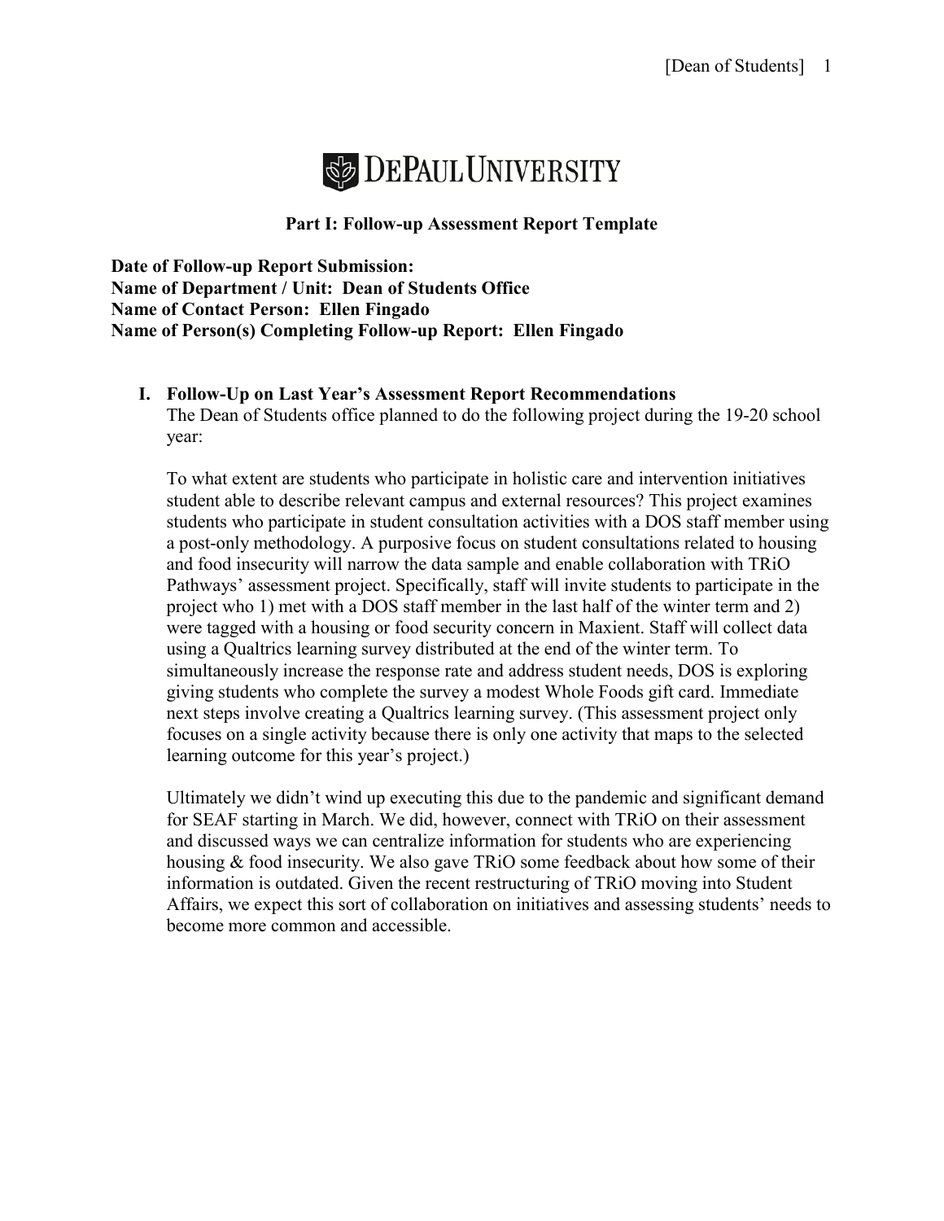DePaul University

**Part I: Follow-up Assessment Report Template**

**Date of Follow-up Report Submission:**
**Name of Department / Unit: Dean of Students Office**
**Name of Contact Person: Ellen Fingado**
**Name of Person(s) Completing Follow-up Report: Ellen Fingado**

## I. Follow-Up on Last Year's Assessment Report Recommendations

The Dean of Students office planned to do the following project during the 19-20 school year:

To what extent are students who participate in holistic care and intervention initiatives student able to describe relevant campus and external resources? This project examines students who participate in student consultation activities with a DOS staff member using a post-only methodology. A purposive focus on student consultations related to housing and food insecurity will narrow the data sample and enable collaboration with TRiO Pathways' assessment project. Specifically, staff will invite students to participate in the project who 1) met with a DOS staff member in the last half of the winter term and 2) were tagged with a housing or food security concern in Maxient. Staff will collect data using a Qualtrics learning survey distributed at the end of the winter term. To simultaneously increase the response rate and address student needs, DOS is exploring giving students who complete the survey a modest Whole Foods gift card. Immediate next steps involve creating a Qualtrics learning survey. (This assessment project only focuses on a single activity because there is only one activity that maps to the selected learning outcome for this year's project.)

Ultimately we didn't wind up executing this due to the pandemic and significant demand for SEAF starting in March. We did, however, connect with TRiO on their assessment and discussed ways we can centralize information for students who are experiencing housing & food insecurity. We also gave TRiO some feedback about how some of their information is outdated. Given the recent restructuring of TRiO moving into Student Affairs, we expect this sort of collaboration on initiatives and assessing students' needs to become more common and accessible.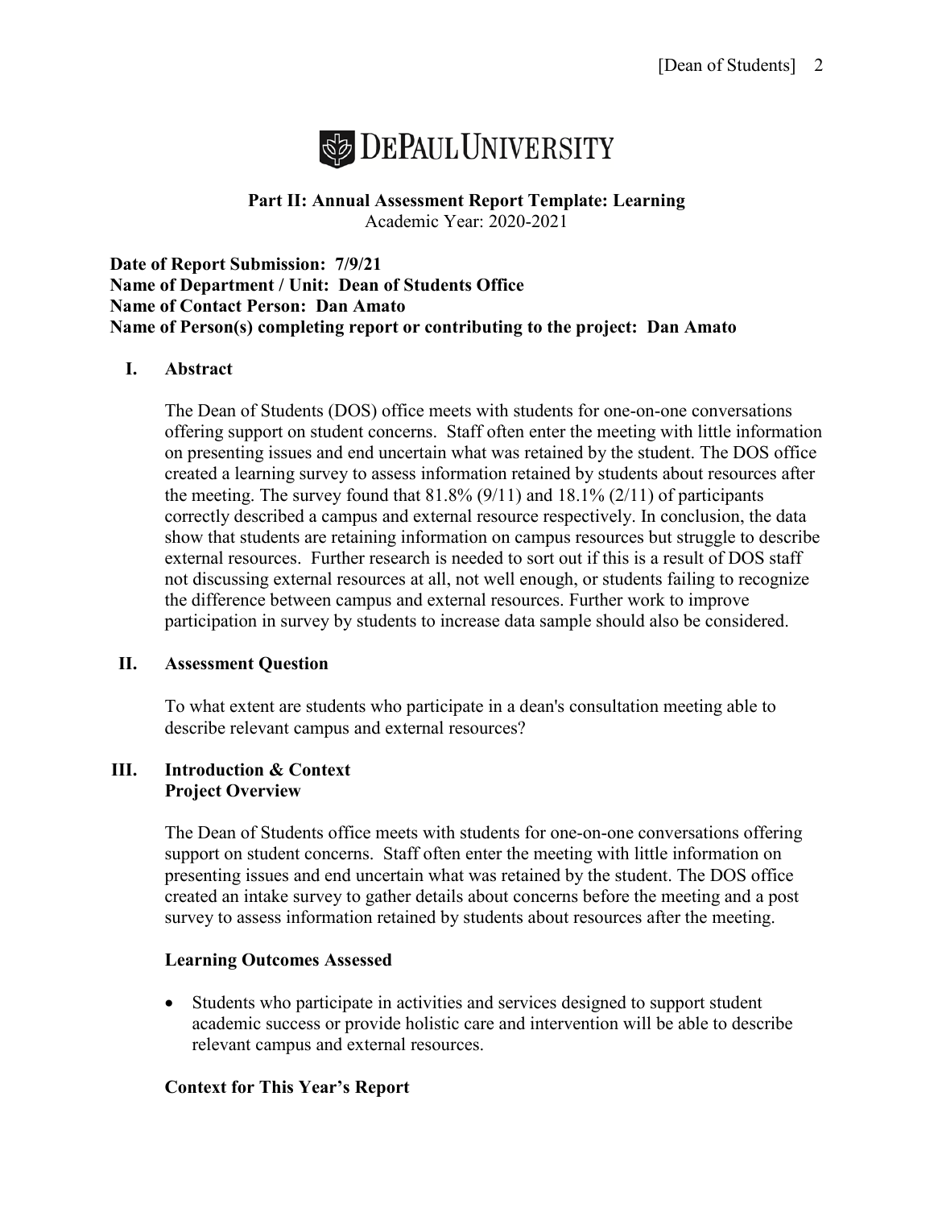# DePaul University

**Part II: Annual Assessment Report Template: Learning**
Academic Year: 2020-2021

**Date of Report Submission: 7/9/21**
**Name of Department / Unit: Dean of Students Office**
**Name of Contact Person: Dan Amato**
**Name of Person(s) completing report or contributing to the project: Dan Amato**

## I. Abstract

The Dean of Students (DOS) office meets with students for one-on-one conversations offering support on student concerns. Staff often enter the meeting with little information on presenting issues and end uncertain what was retained by the student. The DOS office created a learning survey to assess information retained by students about resources after the meeting. The survey found that 81.8% (9/11) and 18.1% (2/11) of participants correctly described a campus and external resource respectively. In conclusion, the data show that students are retaining information on campus resources but struggle to describe external resources. Further research is needed to sort out if this is a result of DOS staff not discussing external resources at all, not well enough, or students failing to recognize the difference between campus and external resources. Further work to improve participation in survey by students to increase data sample should also be considered.

## II. Assessment Question

To what extent are students who participate in a dean's consultation meeting able to describe relevant campus and external resources?

## III. Introduction & Context

### Project Overview

The Dean of Students office meets with students for one-on-one conversations offering support on student concerns. Staff often enter the meeting with little information on presenting issues and end uncertain what was retained by the student. The DOS office created an intake survey to gather details about concerns before the meeting and a post survey to assess information retained by students about resources after the meeting.

### Learning Outcomes Assessed

- Students who participate in activities and services designed to support student academic success or provide holistic care and intervention will be able to describe relevant campus and external resources.

### Context for This Year's Report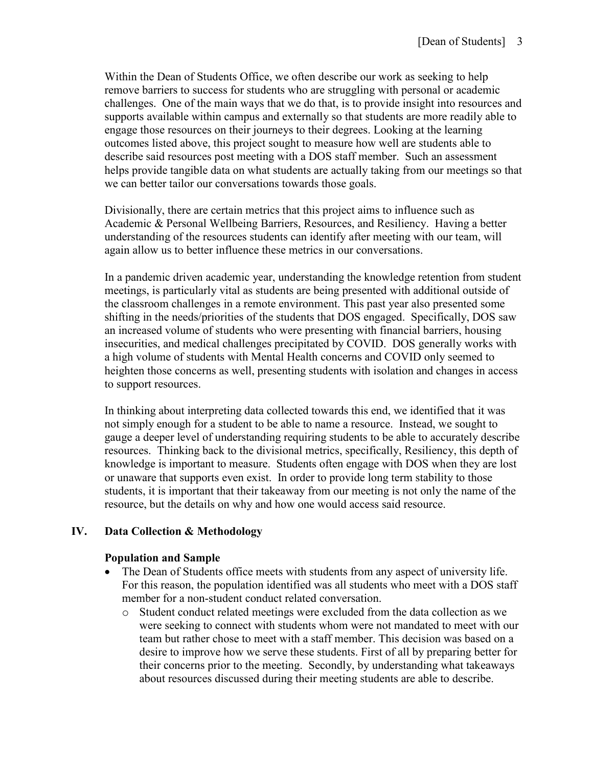Within the Dean of Students Office, we often describe our work as seeking to help remove barriers to success for students who are struggling with personal or academic challenges. One of the main ways that we do that, is to provide insight into resources and supports available within campus and externally so that students are more readily able to engage those resources on their journeys to their degrees. Looking at the learning outcomes listed above, this project sought to measure how well are students able to describe said resources post meeting with a DOS staff member. Such an assessment helps provide tangible data on what students are actually taking from our meetings so that we can better tailor our conversations towards those goals.

Divisionally, there are certain metrics that this project aims to influence such as Academic & Personal Wellbeing Barriers, Resources, and Resiliency. Having a better understanding of the resources students can identify after meeting with our team, will again allow us to better influence these metrics in our conversations.

In a pandemic driven academic year, understanding the knowledge retention from student meetings, is particularly vital as students are being presented with additional outside of the classroom challenges in a remote environment. This past year also presented some shifting in the needs/priorities of the students that DOS engaged. Specifically, DOS saw an increased volume of students who were presenting with financial barriers, housing insecurities, and medical challenges precipitated by COVID. DOS generally works with a high volume of students with Mental Health concerns and COVID only seemed to heighten those concerns as well, presenting students with isolation and changes in access to support resources.

In thinking about interpreting data collected towards this end, we identified that it was not simply enough for a student to be able to name a resource. Instead, we sought to gauge a deeper level of understanding requiring students to be able to accurately describe resources. Thinking back to the divisional metrics, specifically, Resiliency, this depth of knowledge is important to measure. Students often engage with DOS when they are lost or unaware that supports even exist. In order to provide long term stability to those students, it is important that their takeaway from our meeting is not only the name of the resource, but the details on why and how one would access said resource.

## IV. Data Collection & Methodology

**Population and Sample**

- The Dean of Students office meets with students from any aspect of university life. For this reason, the population identified was all students who meet with a DOS staff member for a non-student conduct related conversation.
  - Student conduct related meetings were excluded from the data collection as we were seeking to connect with students whom were not mandated to meet with our team but rather chose to meet with a staff member. This decision was based on a desire to improve how we serve these students. First of all by preparing better for their concerns prior to the meeting. Secondly, by understanding what takeaways about resources discussed during their meeting students are able to describe.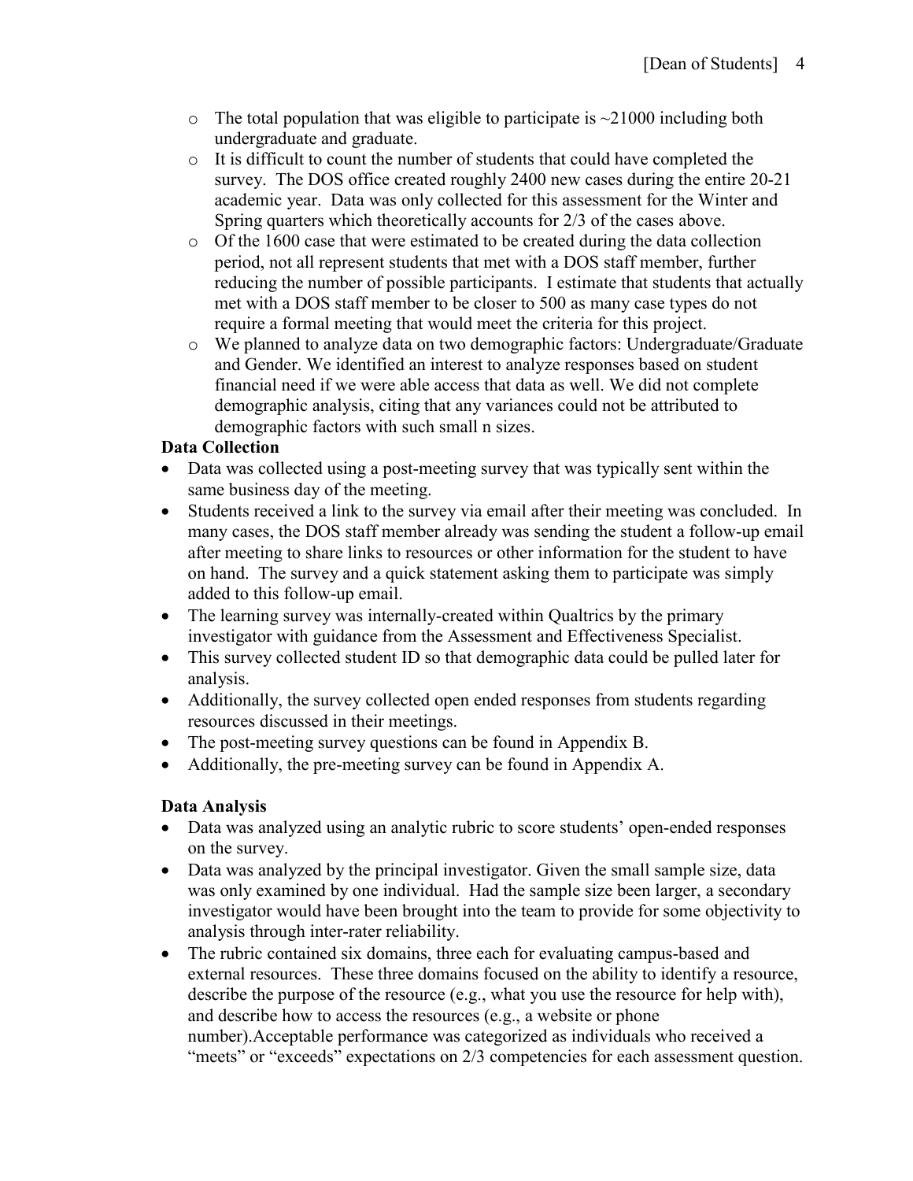- The total population that was eligible to participate is ~21000 including both undergraduate and graduate.
- It is difficult to count the number of students that could have completed the survey. The DOS office created roughly 2400 new cases during the entire 20-21 academic year. Data was only collected for this assessment for the Winter and Spring quarters which theoretically accounts for 2/3 of the cases above.
- Of the 1600 case that were estimated to be created during the data collection period, not all represent students that met with a DOS staff member, further reducing the number of possible participants. I estimate that students that actually met with a DOS staff member to be closer to 500 as many case types do not require a formal meeting that would meet the criteria for this project.
- We planned to analyze data on two demographic factors: Undergraduate/Graduate and Gender. We identified an interest to analyze responses based on student financial need if we were able access that data as well. We did not complete demographic analysis, citing that any variances could not be attributed to demographic factors with such small n sizes.

**Data Collection**

- Data was collected using a post-meeting survey that was typically sent within the same business day of the meeting.
- Students received a link to the survey via email after their meeting was concluded. In many cases, the DOS staff member already was sending the student a follow-up email after meeting to share links to resources or other information for the student to have on hand. The survey and a quick statement asking them to participate was simply added to this follow-up email.
- The learning survey was internally-created within Qualtrics by the primary investigator with guidance from the Assessment and Effectiveness Specialist.
- This survey collected student ID so that demographic data could be pulled later for analysis.
- Additionally, the survey collected open ended responses from students regarding resources discussed in their meetings.
- The post-meeting survey questions can be found in Appendix B.
- Additionally, the pre-meeting survey can be found in Appendix A.

**Data Analysis**

- Data was analyzed using an analytic rubric to score students' open-ended responses on the survey.
- Data was analyzed by the principal investigator. Given the small sample size, data was only examined by one individual. Had the sample size been larger, a secondary investigator would have been brought into the team to provide for some objectivity to analysis through inter-rater reliability.
- The rubric contained six domains, three each for evaluating campus-based and external resources. These three domains focused on the ability to identify a resource, describe the purpose of the resource (e.g., what you use the resource for help with), and describe how to access the resources (e.g., a website or phone number).Acceptable performance was categorized as individuals who received a "meets" or "exceeds" expectations on 2/3 competencies for each assessment question.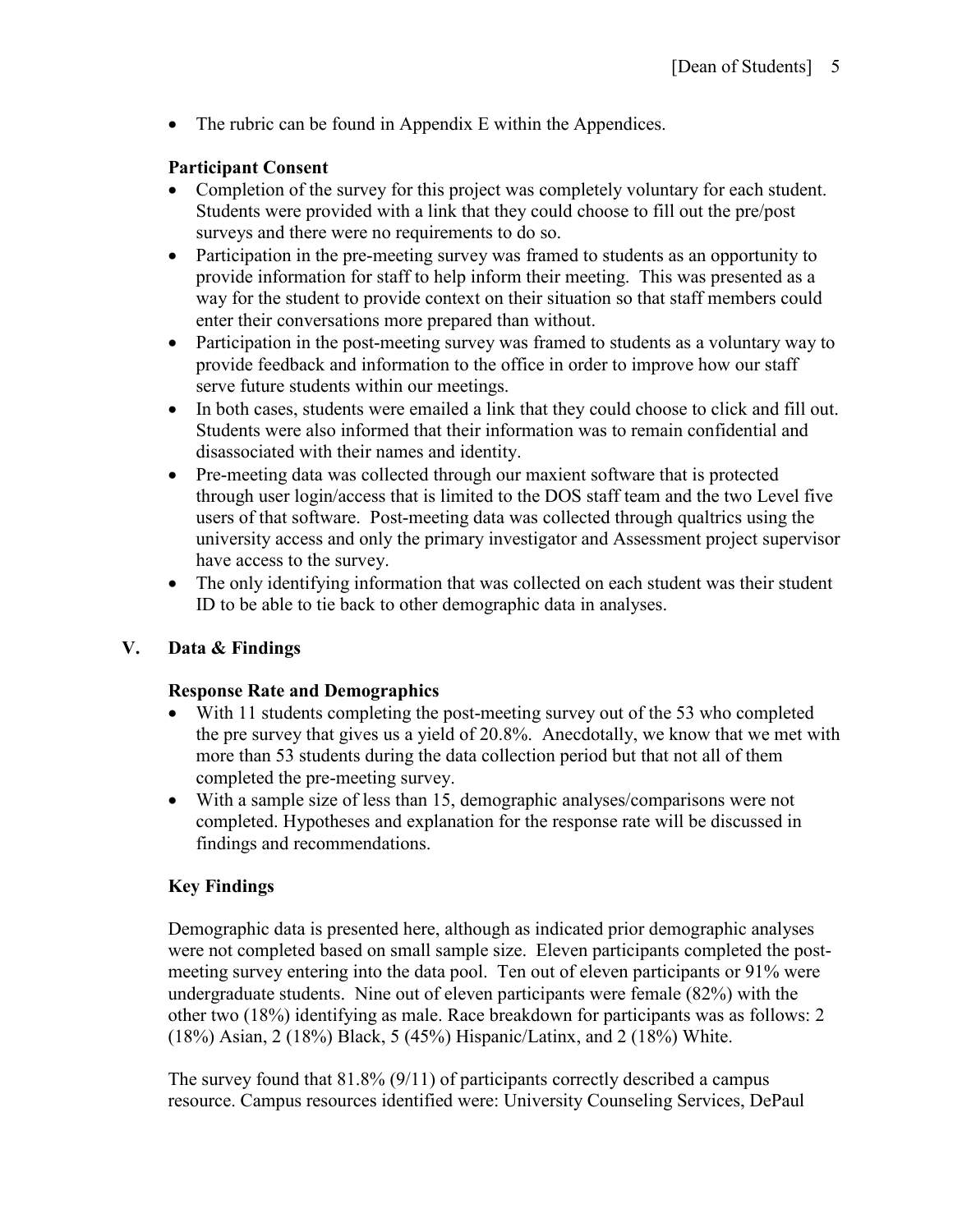- The rubric can be found in Appendix E within the Appendices.

**Participant Consent**

- Completion of the survey for this project was completely voluntary for each student. Students were provided with a link that they could choose to fill out the pre/post surveys and there were no requirements to do so.
- Participation in the pre-meeting survey was framed to students as an opportunity to provide information for staff to help inform their meeting. This was presented as a way for the student to provide context on their situation so that staff members could enter their conversations more prepared than without.
- Participation in the post-meeting survey was framed to students as a voluntary way to provide feedback and information to the office in order to improve how our staff serve future students within our meetings.
- In both cases, students were emailed a link that they could choose to click and fill out. Students were also informed that their information was to remain confidential and disassociated with their names and identity.
- Pre-meeting data was collected through our maxient software that is protected through user login/access that is limited to the DOS staff team and the two Level five users of that software. Post-meeting data was collected through qualtrics using the university access and only the primary investigator and Assessment project supervisor have access to the survey.
- The only identifying information that was collected on each student was their student ID to be able to tie back to other demographic data in analyses.

## V. Data & Findings

**Response Rate and Demographics**

- With 11 students completing the post-meeting survey out of the 53 who completed the pre survey that gives us a yield of 20.8%. Anecdotally, we know that we met with more than 53 students during the data collection period but that not all of them completed the pre-meeting survey.
- With a sample size of less than 15, demographic analyses/comparisons were not completed. Hypotheses and explanation for the response rate will be discussed in findings and recommendations.

**Key Findings**

Demographic data is presented here, although as indicated prior demographic analyses were not completed based on small sample size. Eleven participants completed the post-meeting survey entering into the data pool. Ten out of eleven participants or 91% were undergraduate students. Nine out of eleven participants were female (82%) with the other two (18%) identifying as male. Race breakdown for participants was as follows: 2 (18%) Asian, 2 (18%) Black, 5 (45%) Hispanic/Latinx, and 2 (18%) White.

The survey found that 81.8% (9/11) of participants correctly described a campus resource. Campus resources identified were: University Counseling Services, DePaul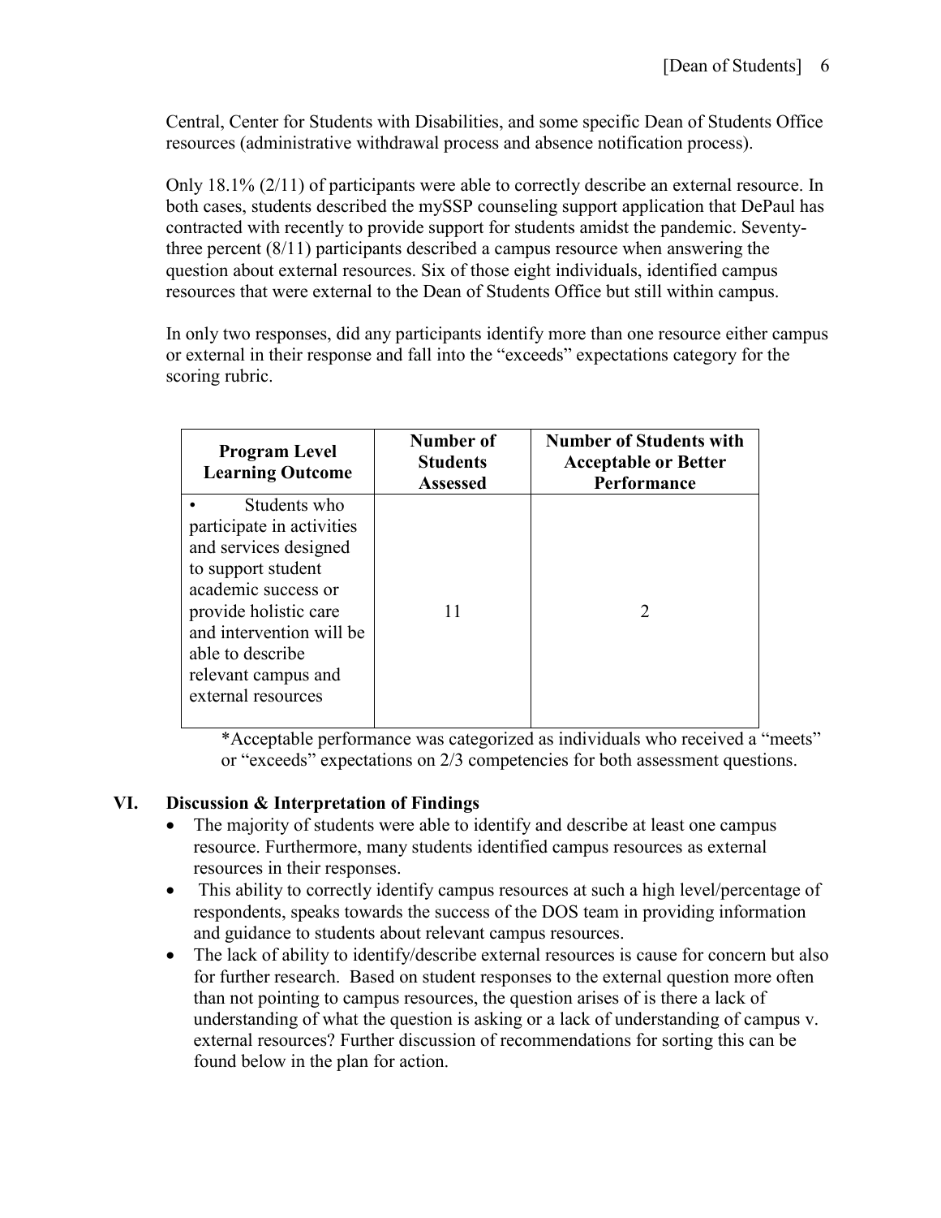Central, Center for Students with Disabilities, and some specific Dean of Students Office resources (administrative withdrawal process and absence notification process).

Only 18.1% (2/11) of participants were able to correctly describe an external resource. In both cases, students described the mySSP counseling support application that DePaul has contracted with recently to provide support for students amidst the pandemic. Seventy-three percent (8/11) participants described a campus resource when answering the question about external resources. Six of those eight individuals, identified campus resources that were external to the Dean of Students Office but still within campus.

In only two responses, did any participants identify more than one resource either campus or external in their response and fall into the "exceeds" expectations category for the scoring rubric.

| Program Level Learning Outcome | Number of Students Assessed | Number of Students with Acceptable or Better Performance |
|---|---|---|
| • Students who participate in activities and services designed to support student academic success or provide holistic care and intervention will be able to describe relevant campus and external resources | 11 | 2 |

*Acceptable performance was categorized as individuals who received a "meets" or "exceeds" expectations on 2/3 competencies for both assessment questions.

## VI. Discussion & Interpretation of Findings

- The majority of students were able to identify and describe at least one campus resource. Furthermore, many students identified campus resources as external resources in their responses.
- This ability to correctly identify campus resources at such a high level/percentage of respondents, speaks towards the success of the DOS team in providing information and guidance to students about relevant campus resources.
- The lack of ability to identify/describe external resources is cause for concern but also for further research. Based on student responses to the external question more often than not pointing to campus resources, the question arises of is there a lack of understanding of what the question is asking or a lack of understanding of campus v. external resources? Further discussion of recommendations for sorting this can be found below in the plan for action.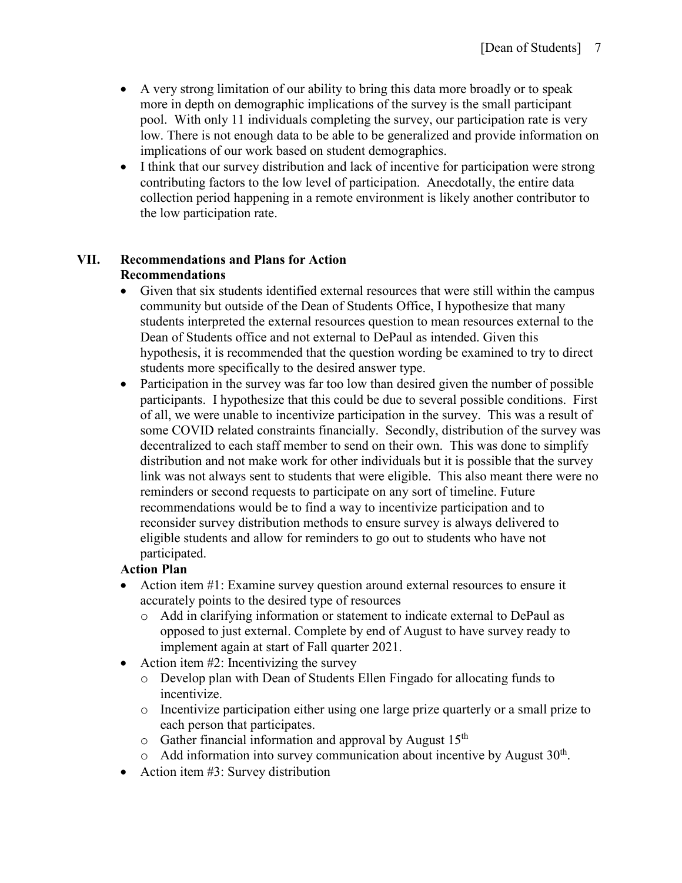- A very strong limitation of our ability to bring this data more broadly or to speak more in depth on demographic implications of the survey is the small participant pool. With only 11 individuals completing the survey, our participation rate is very low. There is not enough data to be able to be generalized and provide information on implications of our work based on student demographics.
- I think that our survey distribution and lack of incentive for participation were strong contributing factors to the low level of participation. Anecdotally, the entire data collection period happening in a remote environment is likely another contributor to the low participation rate.

## VII. Recommendations and Plans for Action

**Recommendations**

- Given that six students identified external resources that were still within the campus community but outside of the Dean of Students Office, I hypothesize that many students interpreted the external resources question to mean resources external to the Dean of Students office and not external to DePaul as intended. Given this hypothesis, it is recommended that the question wording be examined to try to direct students more specifically to the desired answer type.
- Participation in the survey was far too low than desired given the number of possible participants. I hypothesize that this could be due to several possible conditions. First of all, we were unable to incentivize participation in the survey. This was a result of some COVID related constraints financially. Secondly, distribution of the survey was decentralized to each staff member to send on their own. This was done to simplify distribution and not make work for other individuals but it is possible that the survey link was not always sent to students that were eligible. This also meant there were no reminders or second requests to participate on any sort of timeline. Future recommendations would be to find a way to incentivize participation and to reconsider survey distribution methods to ensure survey is always delivered to eligible students and allow for reminders to go out to students who have not participated.

**Action Plan**

- Action item #1: Examine survey question around external resources to ensure it accurately points to the desired type of resources
  - Add in clarifying information or statement to indicate external to DePaul as opposed to just external. Complete by end of August to have survey ready to implement again at start of Fall quarter 2021.
- Action item #2: Incentivizing the survey
  - Develop plan with Dean of Students Ellen Fingado for allocating funds to incentivize.
  - Incentivize participation either using one large prize quarterly or a small prize to each person that participates.
  - Gather financial information and approval by August 15th
  - Add information into survey communication about incentive by August 30th.
- Action item #3: Survey distribution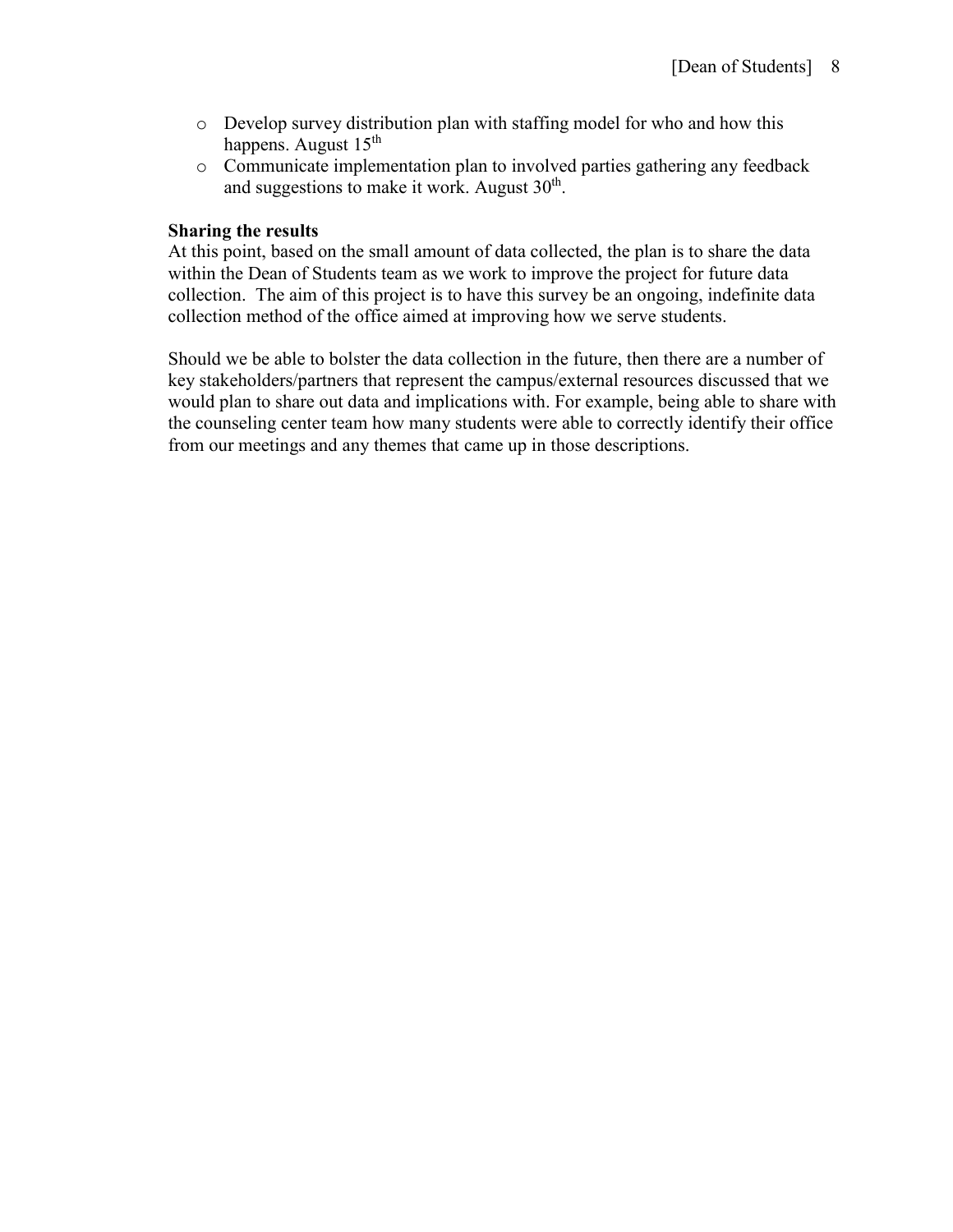- Develop survey distribution plan with staffing model for who and how this happens. August 15th
- Communicate implementation plan to involved parties gathering any feedback and suggestions to make it work. August 30th.

**Sharing the results**

At this point, based on the small amount of data collected, the plan is to share the data within the Dean of Students team as we work to improve the project for future data collection. The aim of this project is to have this survey be an ongoing, indefinite data collection method of the office aimed at improving how we serve students.

Should we be able to bolster the data collection in the future, then there are a number of key stakeholders/partners that represent the campus/external resources discussed that we would plan to share out data and implications with. For example, being able to share with the counseling center team how many students were able to correctly identify their office from our meetings and any themes that came up in those descriptions.